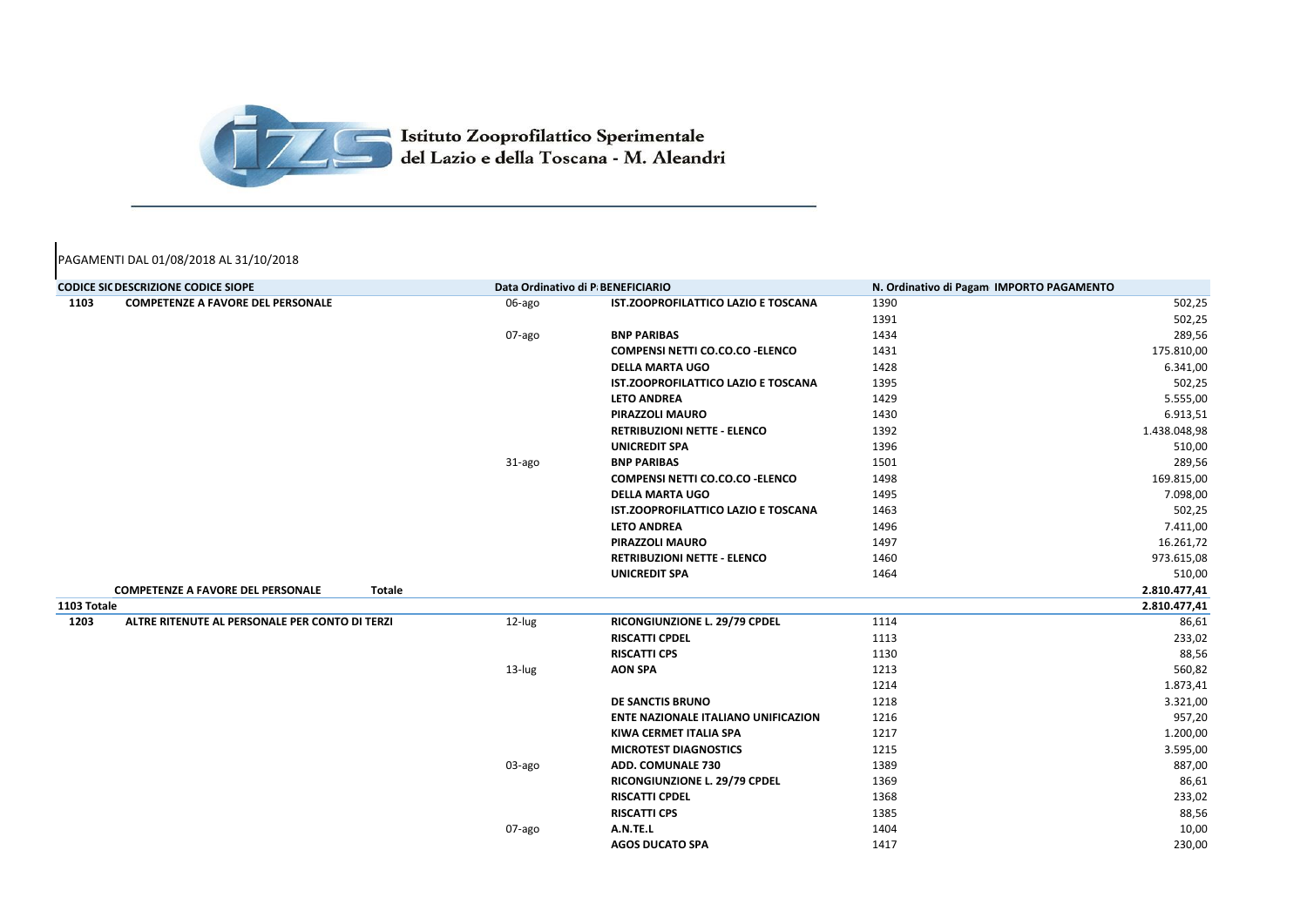Istituto Zooprofilattico Sperimentale del Lazio e della Toscana - M. Aleandri

PAGAMENTI DAL 01/08/2018 AL 31/10/2018

| CODICE SIC | DESCRIZIONE CODICE SIOPE | | Data Ordinativo di P | BENEFICIARIO | N. Ordinativo di Pagam | IMPORTO PAGAMENTO |
|---|---|---|---|---|---|---|
| **1103** | **COMPETENZE A FAVORE DEL PERSONALE** | | 06-ago | **IST.ZOOPROFILATTICO LAZIO E TOSCANA** | 1390 | 502,25 |
| | | | | | 1391 | 502,25 |
| | | | 07-ago | **BNP PARIBAS** | 1434 | 289,56 |
| | | | | **COMPENSI NETTI CO.CO.CO -ELENCO** | 1431 | 175.810,00 |
| | | | | **DELLA MARTA UGO** | 1428 | 6.341,00 |
| | | | | **IST.ZOOPROFILATTICO LAZIO E TOSCANA** | 1395 | 502,25 |
| | | | | **LETO ANDREA** | 1429 | 5.555,00 |
| | | | | **PIRAZZOLI MAURO** | 1430 | 6.913,51 |
| | | | | **RETRIBUZIONI NETTE - ELENCO** | 1392 | 1.438.048,98 |
| | | | | **UNICREDIT SPA** | 1396 | 510,00 |
| | | | 31-ago | **BNP PARIBAS** | 1501 | 289,56 |
| | | | | **COMPENSI NETTI CO.CO.CO -ELENCO** | 1498 | 169.815,00 |
| | | | | **DELLA MARTA UGO** | 1495 | 7.098,00 |
| | | | | **IST.ZOOPROFILATTICO LAZIO E TOSCANA** | 1463 | 502,25 |
| | | | | **LETO ANDREA** | 1496 | 7.411,00 |
| | | | | **PIRAZZOLI MAURO** | 1497 | 16.261,72 |
| | | | | **RETRIBUZIONI NETTE - ELENCO** | 1460 | 973.615,08 |
| | | | | **UNICREDIT SPA** | 1464 | 510,00 |
| | **COMPETENZE A FAVORE DEL PERSONALE** | **Totale** | | | | **2.810.477,41** |
| **1103 Totale** | | | | | | **2.810.477,41** |
| **1203** | **ALTRE RITENUTE AL PERSONALE PER CONTO DI TERZI** | | 12-lug | **RICONGIUNZIONE L. 29/79 CPDEL** | 1114 | 86,61 |
| | | | | **RISCATTI CPDEL** | 1113 | 233,02 |
| | | | | **RISCATTI CPS** | 1130 | 88,56 |
| | | | 13-lug | **AON SPA** | 1213 | 560,82 |
| | | | | | 1214 | 1.873,41 |
| | | | | **DE SANCTIS BRUNO** | 1218 | 3.321,00 |
| | | | | **ENTE NAZIONALE ITALIANO UNIFICAZION** | 1216 | 957,20 |
| | | | | **KIWA CERMET ITALIA SPA** | 1217 | 1.200,00 |
| | | | | **MICROTEST DIAGNOSTICS** | 1215 | 3.595,00 |
| | | | 03-ago | **ADD. COMUNALE 730** | 1389 | 887,00 |
| | | | | **RICONGIUNZIONE L. 29/79 CPDEL** | 1369 | 86,61 |
| | | | | **RISCATTI CPDEL** | 1368 | 233,02 |
| | | | | **RISCATTI CPS** | 1385 | 88,56 |
| | | | 07-ago | **A.N.TE.L** | 1404 | 10,00 |
| | | | | **AGOS DUCATO SPA** | 1417 | 230,00 |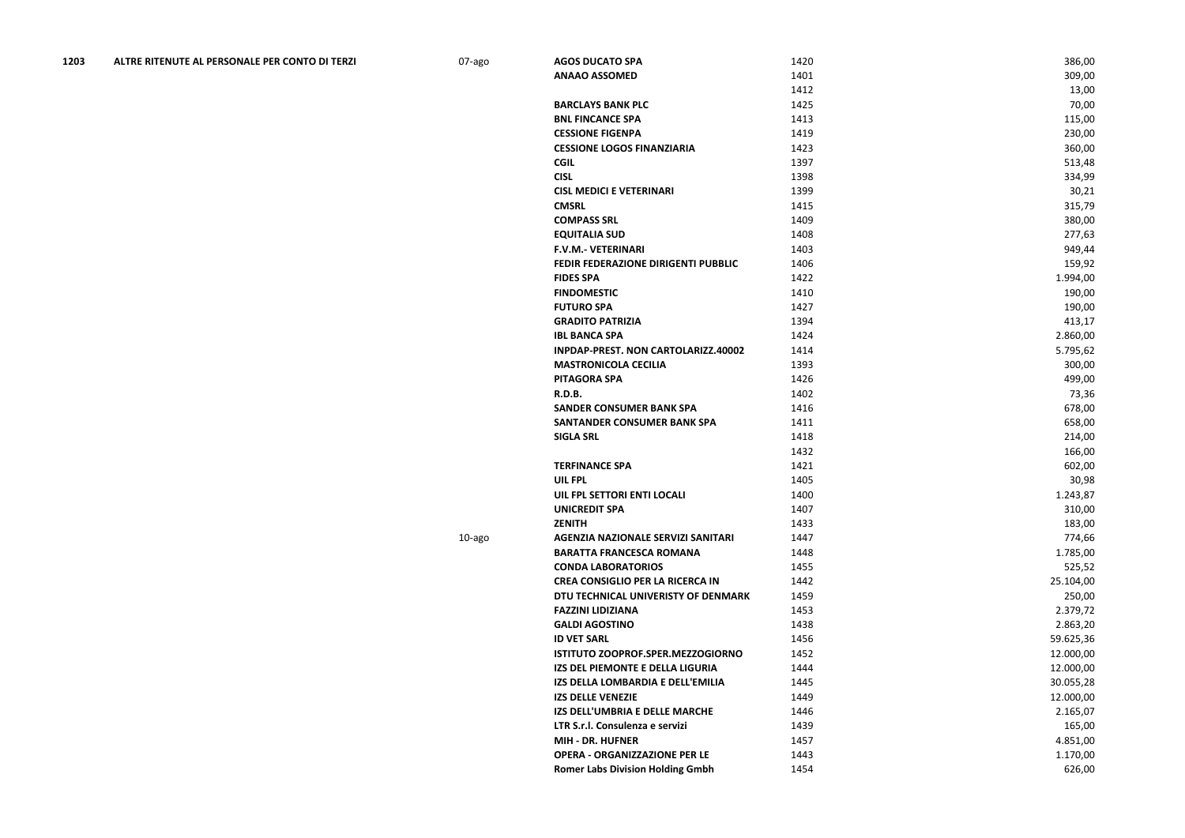| | | | | | |
|---|---|---|---|---|---|
| **1203** | **ALTRE RITENUTE AL PERSONALE PER CONTO DI TERZI** | 07-ago | **AGOS DUCATO SPA** | 1420 | 386,00 |
| | | | **ANAAO ASSOMED** | 1401 | 309,00 |
| | | | | 1412 | 13,00 |
| | | | **BARCLAYS BANK PLC** | 1425 | 70,00 |
| | | | **BNL FINCANCE SPA** | 1413 | 115,00 |
| | | | **CESSIONE FIGENPA** | 1419 | 230,00 |
| | | | **CESSIONE LOGOS FINANZIARIA** | 1423 | 360,00 |
| | | | **CGIL** | 1397 | 513,48 |
| | | | **CISL** | 1398 | 334,99 |
| | | | **CISL MEDICI E VETERINARI** | 1399 | 30,21 |
| | | | **CMSRL** | 1415 | 315,79 |
| | | | **COMPASS SRL** | 1409 | 380,00 |
| | | | **EQUITALIA SUD** | 1408 | 277,63 |
| | | | **F.V.M.- VETERINARI** | 1403 | 949,44 |
| | | | **FEDIR FEDERAZIONE DIRIGENTI PUBBLIC** | 1406 | 159,92 |
| | | | **FIDES SPA** | 1422 | 1.994,00 |
| | | | **FINDOMESTIC** | 1410 | 190,00 |
| | | | **FUTURO SPA** | 1427 | 190,00 |
| | | | **GRADITO PATRIZIA** | 1394 | 413,17 |
| | | | **IBL BANCA SPA** | 1424 | 2.860,00 |
| | | | **INPDAP-PREST. NON CARTOLARIZZ.40002** | 1414 | 5.795,62 |
| | | | **MASTRONICOLA CECILIA** | 1393 | 300,00 |
| | | | **PITAGORA SPA** | 1426 | 499,00 |
| | | | **R.D.B.** | 1402 | 73,36 |
| | | | **SANDER CONSUMER BANK SPA** | 1416 | 678,00 |
| | | | **SANTANDER CONSUMER BANK SPA** | 1411 | 658,00 |
| | | | **SIGLA SRL** | 1418 | 214,00 |
| | | | | 1432 | 166,00 |
| | | | **TERFINANCE SPA** | 1421 | 602,00 |
| | | | **UIL FPL** | 1405 | 30,98 |
| | | | **UIL FPL SETTORI ENTI LOCALI** | 1400 | 1.243,87 |
| | | | **UNICREDIT SPA** | 1407 | 310,00 |
| | | | **ZENITH** | 1433 | 183,00 |
| | | 10-ago | **AGENZIA NAZIONALE SERVIZI SANITARI** | 1447 | 774,66 |
| | | | **BARATTA FRANCESCA ROMANA** | 1448 | 1.785,00 |
| | | | **CONDA LABORATORIOS** | 1455 | 525,52 |
| | | | **CREA CONSIGLIO PER LA RICERCA IN** | 1442 | 25.104,00 |
| | | | **DTU TECHNICAL UNIVERISTY OF DENMARK** | 1459 | 250,00 |
| | | | **FAZZINI LIDIZIANA** | 1453 | 2.379,72 |
| | | | **GALDI AGOSTINO** | 1438 | 2.863,20 |
| | | | **ID VET SARL** | 1456 | 59.625,36 |
| | | | **ISTITUTO ZOOPROF.SPER.MEZZOGIORNO** | 1452 | 12.000,00 |
| | | | **IZS DEL PIEMONTE E DELLA LIGURIA** | 1444 | 12.000,00 |
| | | | **IZS DELLA LOMBARDIA E DELL'EMILIA** | 1445 | 30.055,28 |
| | | | **IZS DELLE VENEZIE** | 1449 | 12.000,00 |
| | | | **IZS DELL'UMBRIA E DELLE MARCHE** | 1446 | 2.165,07 |
| | | | **LTR S.r.l. Consulenza e servizi** | 1439 | 165,00 |
| | | | **MIH - DR. HUFNER** | 1457 | 4.851,00 |
| | | | **OPERA - ORGANIZZAZIONE PER LE** | 1443 | 1.170,00 |
| | | | **Romer Labs Division Holding Gmbh** | 1454 | 626,00 |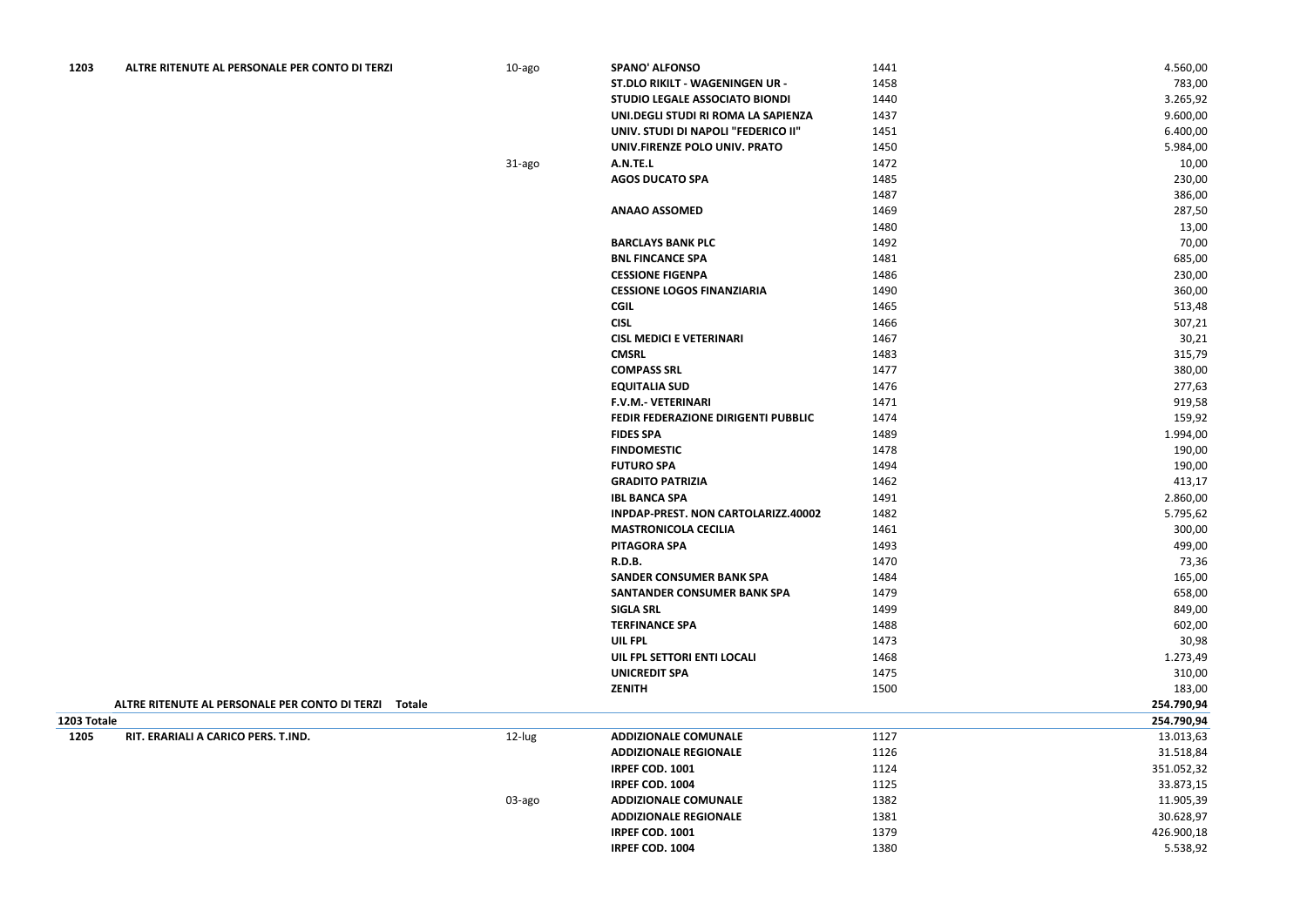| | | | | | |
|---|---|---|---|---|---|
| 1203 | ALTRE RITENUTE AL PERSONALE PER CONTO DI TERZI | 10-ago | SPANO' ALFONSO | 1441 | 4.560,00 |
| | | | ST.DLO RIKILT - WAGENINGEN UR - | 1458 | 783,00 |
| | | | STUDIO LEGALE ASSOCIATO BIONDI | 1440 | 3.265,92 |
| | | | UNI.DEGLI STUDI RI ROMA LA SAPIENZA | 1437 | 9.600,00 |
| | | | UNIV. STUDI DI NAPOLI "FEDERICO II" | 1451 | 6.400,00 |
| | | | UNIV.FIRENZE POLO UNIV. PRATO | 1450 | 5.984,00 |
| | | 31-ago | A.N.TE.L | 1472 | 10,00 |
| | | | AGOS DUCATO SPA | 1485 | 230,00 |
| | | | | 1487 | 386,00 |
| | | | ANAAO ASSOMED | 1469 | 287,50 |
| | | | | 1480 | 13,00 |
| | | | BARCLAYS BANK PLC | 1492 | 70,00 |
| | | | BNL FINCANCE SPA | 1481 | 685,00 |
| | | | CESSIONE FIGENPA | 1486 | 230,00 |
| | | | CESSIONE LOGOS FINANZIARIA | 1490 | 360,00 |
| | | | CGIL | 1465 | 513,48 |
| | | | CISL | 1466 | 307,21 |
| | | | CISL MEDICI E VETERINARI | 1467 | 30,21 |
| | | | CMSRL | 1483 | 315,79 |
| | | | COMPASS SRL | 1477 | 380,00 |
| | | | EQUITALIA SUD | 1476 | 277,63 |
| | | | F.V.M.- VETERINARI | 1471 | 919,58 |
| | | | FEDIR FEDERAZIONE DIRIGENTI PUBBLIC | 1474 | 159,92 |
| | | | FIDES SPA | 1489 | 1.994,00 |
| | | | FINDOMESTIC | 1478 | 190,00 |
| | | | FUTURO SPA | 1494 | 190,00 |
| | | | GRADITO PATRIZIA | 1462 | 413,17 |
| | | | IBL BANCA SPA | 1491 | 2.860,00 |
| | | | INPDAP-PREST. NON CARTOLARIZZ.40002 | 1482 | 5.795,62 |
| | | | MASTRONICOLA CECILIA | 1461 | 300,00 |
| | | | PITAGORA SPA | 1493 | 499,00 |
| | | | R.D.B. | 1470 | 73,36 |
| | | | SANDER CONSUMER BANK SPA | 1484 | 165,00 |
| | | | SANTANDER CONSUMER BANK SPA | 1479 | 658,00 |
| | | | SIGLA SRL | 1499 | 849,00 |
| | | | TERFINANCE SPA | 1488 | 602,00 |
| | | | UIL FPL | 1473 | 30,98 |
| | | | UIL FPL SETTORI ENTI LOCALI | 1468 | 1.273,49 |
| | | | UNICREDIT SPA | 1475 | 310,00 |
| | | | ZENITH | 1500 | 183,00 |
| | ALTRE RITENUTE AL PERSONALE PER CONTO DI TERZI Totale | | | | 254.790,94 |
| 1203 Totale | | | | | 254.790,94 |
| 1205 | RIT. ERARIALI A CARICO PERS. T.IND. | 12-lug | ADDIZIONALE COMUNALE | 1127 | 13.013,63 |
| | | | ADDIZIONALE REGIONALE | 1126 | 31.518,84 |
| | | | IRPEF COD. 1001 | 1124 | 351.052,32 |
| | | | IRPEF COD. 1004 | 1125 | 33.873,15 |
| | | 03-ago | ADDIZIONALE COMUNALE | 1382 | 11.905,39 |
| | | | ADDIZIONALE REGIONALE | 1381 | 30.628,97 |
| | | | IRPEF COD. 1001 | 1379 | 426.900,18 |
| | | | IRPEF COD. 1004 | 1380 | 5.538,92 |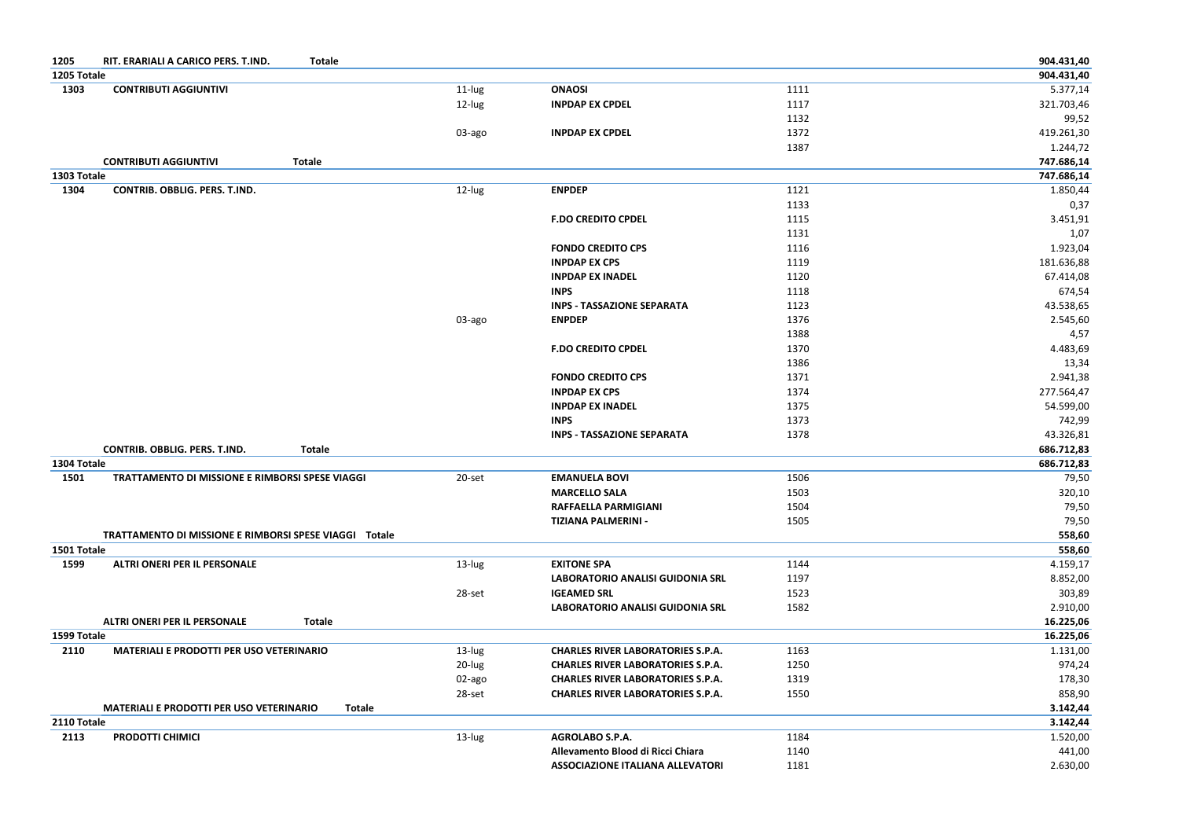| | | | | | |
|---|---|---|---|---|---|
| 1205 | RIT. ERARIALI A CARICO PERS. T.IND. **Totale** | | | | **904.431,40** |
| **1205 Totale** | | | | | **904.431,40** |
| **1303** | **CONTRIBUTI AGGIUNTIVI** | 11-lug | **ONAOSI** | 1111 | 5.377,14 |
| | | 12-lug | **INPDAP EX CPDEL** | 1117 | 321.703,46 |
| | | | | 1132 | 99,52 |
| | | 03-ago | **INPDAP EX CPDEL** | 1372 | 419.261,30 |
| | | | | 1387 | 1.244,72 |
| | **CONTRIBUTI AGGIUNTIVI Totale** | | | | **747.686,14** |
| **1303 Totale** | | | | | **747.686,14** |
| **1304** | **CONTRIB. OBBLIG. PERS. T.IND.** | 12-lug | **ENPDEP** | 1121 | 1.850,44 |
| | | | | 1133 | 0,37 |
| | | | **F.DO CREDITO CPDEL** | 1115 | 3.451,91 |
| | | | | 1131 | 1,07 |
| | | | **FONDO CREDITO CPS** | 1116 | 1.923,04 |
| | | | **INPDAP EX CPS** | 1119 | 181.636,88 |
| | | | **INPDAP EX INADEL** | 1120 | 67.414,08 |
| | | | **INPS** | 1118 | 674,54 |
| | | | **INPS - TASSAZIONE SEPARATA** | 1123 | 43.538,65 |
| | | 03-ago | **ENPDEP** | 1376 | 2.545,60 |
| | | | | 1388 | 4,57 |
| | | | **F.DO CREDITO CPDEL** | 1370 | 4.483,69 |
| | | | | 1386 | 13,34 |
| | | | **FONDO CREDITO CPS** | 1371 | 2.941,38 |
| | | | **INPDAP EX CPS** | 1374 | 277.564,47 |
| | | | **INPDAP EX INADEL** | 1375 | 54.599,00 |
| | | | **INPS** | 1373 | 742,99 |
| | | | **INPS - TASSAZIONE SEPARATA** | 1378 | 43.326,81 |
| | **CONTRIB. OBBLIG. PERS. T.IND. Totale** | | | | **686.712,83** |
| **1304 Totale** | | | | | **686.712,83** |
| **1501** | **TRATTAMENTO DI MISSIONE E RIMBORSI SPESE VIAGGI** | 20-set | **EMANUELA BOVI** | 1506 | 79,50 |
| | | | **MARCELLO SALA** | 1503 | 320,10 |
| | | | **RAFFAELLA PARMIGIANI** | 1504 | 79,50 |
| | | | **TIZIANA PALMERINI -** | 1505 | 79,50 |
| | **TRATTAMENTO DI MISSIONE E RIMBORSI SPESE VIAGGI Totale** | | | | **558,60** |
| **1501 Totale** | | | | | **558,60** |
| **1599** | **ALTRI ONERI PER IL PERSONALE** | 13-lug | **EXITONE SPA** | 1144 | 4.159,17 |
| | | | **LABORATORIO ANALISI GUIDONIA SRL** | 1197 | 8.852,00 |
| | | 28-set | **IGEAMED SRL** | 1523 | 303,89 |
| | | | **LABORATORIO ANALISI GUIDONIA SRL** | 1582 | 2.910,00 |
| | **ALTRI ONERI PER IL PERSONALE Totale** | | | | **16.225,06** |
| **1599 Totale** | | | | | **16.225,06** |
| **2110** | **MATERIALI E PRODOTTI PER USO VETERINARIO** | 13-lug | **CHARLES RIVER LABORATORIES S.P.A.** | 1163 | 1.131,00 |
| | | 20-lug | **CHARLES RIVER LABORATORIES S.P.A.** | 1250 | 974,24 |
| | | 02-ago | **CHARLES RIVER LABORATORIES S.P.A.** | 1319 | 178,30 |
| | | 28-set | **CHARLES RIVER LABORATORIES S.P.A.** | 1550 | 858,90 |
| | **MATERIALI E PRODOTTI PER USO VETERINARIO Totale** | | | | **3.142,44** |
| **2110 Totale** | | | | | **3.142,44** |
| **2113** | **PRODOTTI CHIMICI** | 13-lug | **AGROLABO S.P.A.** | 1184 | 1.520,00 |
| | | | **Allevamento Blood di Ricci Chiara** | 1140 | 441,00 |
| | | | **ASSOCIAZIONE ITALIANA ALLEVATORI** | 1181 | 2.630,00 |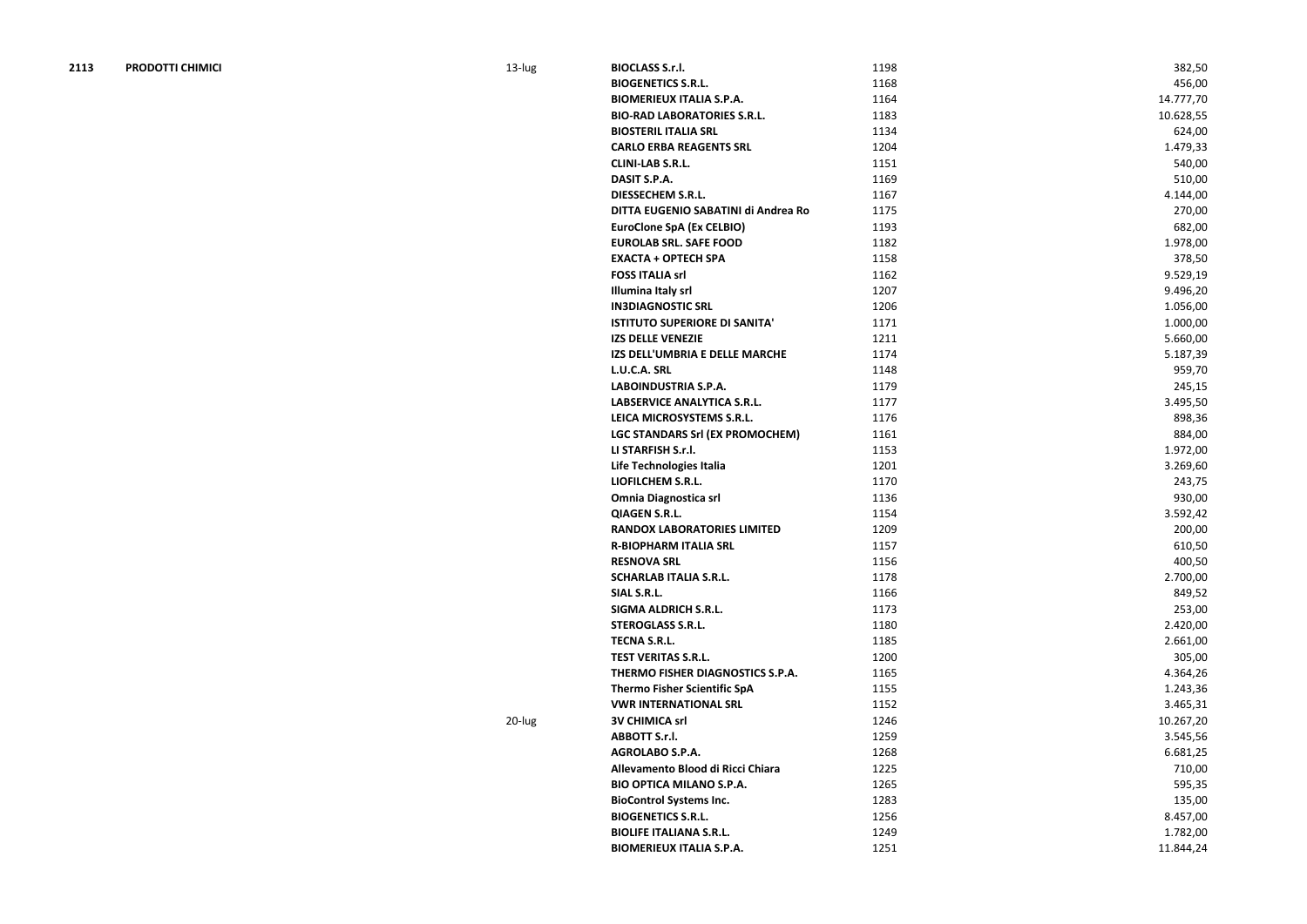| | | | | | |
|---|---|---|---|---|---|
| **2113** | **PRODOTTI CHIMICI** | 13-lug | **BIOCLASS S.r.l.** | 1198 | 382,50 |
| | | | **BIOGENETICS S.R.L.** | 1168 | 456,00 |
| | | | **BIOMERIEUX ITALIA S.P.A.** | 1164 | 14.777,70 |
| | | | **BIO-RAD LABORATORIES S.R.L.** | 1183 | 10.628,55 |
| | | | **BIOSTERIL ITALIA SRL** | 1134 | 624,00 |
| | | | **CARLO ERBA REAGENTS SRL** | 1204 | 1.479,33 |
| | | | **CLINI-LAB S.R.L.** | 1151 | 540,00 |
| | | | **DASIT S.P.A.** | 1169 | 510,00 |
| | | | **DIESSECHEM S.R.L.** | 1167 | 4.144,00 |
| | | | **DITTA EUGENIO SABATINI di Andrea Ro** | 1175 | 270,00 |
| | | | **EuroClone SpA (Ex CELBIO)** | 1193 | 682,00 |
| | | | **EUROLAB SRL. SAFE FOOD** | 1182 | 1.978,00 |
| | | | **EXACTA + OPTECH SPA** | 1158 | 378,50 |
| | | | **FOSS ITALIA srl** | 1162 | 9.529,19 |
| | | | **Illumina Italy srl** | 1207 | 9.496,20 |
| | | | **IN3DIAGNOSTIC SRL** | 1206 | 1.056,00 |
| | | | **ISTITUTO SUPERIORE DI SANITA'** | 1171 | 1.000,00 |
| | | | **IZS DELLE VENEZIE** | 1211 | 5.660,00 |
| | | | **IZS DELL'UMBRIA E DELLE MARCHE** | 1174 | 5.187,39 |
| | | | **L.U.C.A. SRL** | 1148 | 959,70 |
| | | | **LABOINDUSTRIA S.P.A.** | 1179 | 245,15 |
| | | | **LABSERVICE ANALYTICA S.R.L.** | 1177 | 3.495,50 |
| | | | **LEICA MICROSYSTEMS S.R.L.** | 1176 | 898,36 |
| | | | **LGC STANDARS Srl (EX PROMOCHEM)** | 1161 | 884,00 |
| | | | **LI STARFISH S.r.l.** | 1153 | 1.972,00 |
| | | | **Life Technologies Italia** | 1201 | 3.269,60 |
| | | | **LIOFILCHEM S.R.L.** | 1170 | 243,75 |
| | | | **Omnia Diagnostica srl** | 1136 | 930,00 |
| | | | **QIAGEN S.R.L.** | 1154 | 3.592,42 |
| | | | **RANDOX LABORATORIES LIMITED** | 1209 | 200,00 |
| | | | **R-BIOPHARM ITALIA SRL** | 1157 | 610,50 |
| | | | **RESNOVA SRL** | 1156 | 400,50 |
| | | | **SCHARLAB ITALIA S.R.L.** | 1178 | 2.700,00 |
| | | | **SIAL S.R.L.** | 1166 | 849,52 |
| | | | **SIGMA ALDRICH S.R.L.** | 1173 | 253,00 |
| | | | **STEROGLASS S.R.L.** | 1180 | 2.420,00 |
| | | | **TECNA S.R.L.** | 1185 | 2.661,00 |
| | | | **TEST VERITAS S.R.L.** | 1200 | 305,00 |
| | | | **THERMO FISHER DIAGNOSTICS S.P.A.** | 1165 | 4.364,26 |
| | | | **Thermo Fisher Scientific SpA** | 1155 | 1.243,36 |
| | | | **VWR INTERNATIONAL SRL** | 1152 | 3.465,31 |
| | | 20-lug | **3V CHIMICA srl** | 1246 | 10.267,20 |
| | | | **ABBOTT S.r.l.** | 1259 | 3.545,56 |
| | | | **AGROLABO S.P.A.** | 1268 | 6.681,25 |
| | | | **Allevamento Blood di Ricci Chiara** | 1225 | 710,00 |
| | | | **BIO OPTICA MILANO S.P.A.** | 1265 | 595,35 |
| | | | **BioControl Systems Inc.** | 1283 | 135,00 |
| | | | **BIOGENETICS S.R.L.** | 1256 | 8.457,00 |
| | | | **BIOLIFE ITALIANA S.R.L.** | 1249 | 1.782,00 |
| | | | **BIOMERIEUX ITALIA S.P.A.** | 1251 | 11.844,24 |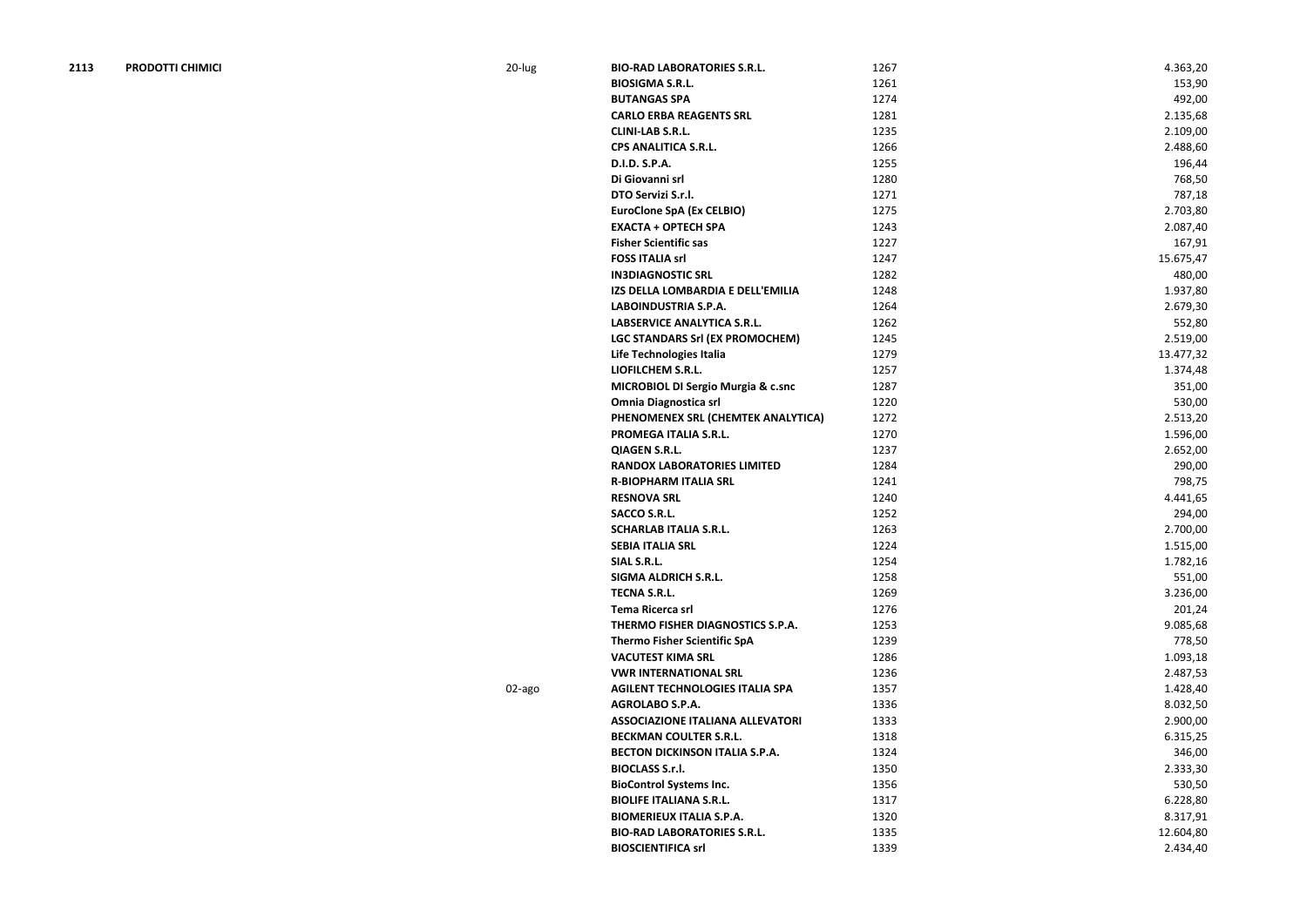| | | | | | |
|---|---|---|---|---|---|
| **2113** | **PRODOTTI CHIMICI** | 20-lug | **BIO-RAD LABORATORIES S.R.L.** | 1267 | 4.363,20 |
| | | | **BIOSIGMA S.R.L.** | 1261 | 153,90 |
| | | | **BUTANGAS SPA** | 1274 | 492,00 |
| | | | **CARLO ERBA REAGENTS SRL** | 1281 | 2.135,68 |
| | | | **CLINI-LAB S.R.L.** | 1235 | 2.109,00 |
| | | | **CPS ANALITICA S.R.L.** | 1266 | 2.488,60 |
| | | | **D.I.D. S.P.A.** | 1255 | 196,44 |
| | | | **Di Giovanni srl** | 1280 | 768,50 |
| | | | **DTO Servizi S.r.l.** | 1271 | 787,18 |
| | | | **EuroClone SpA (Ex CELBIO)** | 1275 | 2.703,80 |
| | | | **EXACTA + OPTECH SPA** | 1243 | 2.087,40 |
| | | | **Fisher Scientific sas** | 1227 | 167,91 |
| | | | **FOSS ITALIA srl** | 1247 | 15.675,47 |
| | | | **IN3DIAGNOSTIC SRL** | 1282 | 480,00 |
| | | | **IZS DELLA LOMBARDIA E DELL'EMILIA** | 1248 | 1.937,80 |
| | | | **LABOINDUSTRIA S.P.A.** | 1264 | 2.679,30 |
| | | | **LABSERVICE ANALYTICA S.R.L.** | 1262 | 552,80 |
| | | | **LGC STANDARS Srl (EX PROMOCHEM)** | 1245 | 2.519,00 |
| | | | **Life Technologies Italia** | 1279 | 13.477,32 |
| | | | **LIOFILCHEM S.R.L.** | 1257 | 1.374,48 |
| | | | **MICROBIOL DI Sergio Murgia & c.snc** | 1287 | 351,00 |
| | | | **Omnia Diagnostica srl** | 1220 | 530,00 |
| | | | **PHENOMENEX SRL (CHEMTEK ANALYTICA)** | 1272 | 2.513,20 |
| | | | **PROMEGA ITALIA S.R.L.** | 1270 | 1.596,00 |
| | | | **QIAGEN S.R.L.** | 1237 | 2.652,00 |
| | | | **RANDOX LABORATORIES LIMITED** | 1284 | 290,00 |
| | | | **R-BIOPHARM ITALIA SRL** | 1241 | 798,75 |
| | | | **RESNOVA SRL** | 1240 | 4.441,65 |
| | | | **SACCO S.R.L.** | 1252 | 294,00 |
| | | | **SCHARLAB ITALIA S.R.L.** | 1263 | 2.700,00 |
| | | | **SEBIA ITALIA SRL** | 1224 | 1.515,00 |
| | | | **SIAL S.R.L.** | 1254 | 1.782,16 |
| | | | **SIGMA ALDRICH S.R.L.** | 1258 | 551,00 |
| | | | **TECNA S.R.L.** | 1269 | 3.236,00 |
| | | | **Tema Ricerca srl** | 1276 | 201,24 |
| | | | **THERMO FISHER DIAGNOSTICS S.P.A.** | 1253 | 9.085,68 |
| | | | **Thermo Fisher Scientific SpA** | 1239 | 778,50 |
| | | | **VACUTEST KIMA SRL** | 1286 | 1.093,18 |
| | | | **VWR INTERNATIONAL SRL** | 1236 | 2.487,53 |
| | | 02-ago | **AGILENT TECHNOLOGIES ITALIA SPA** | 1357 | 1.428,40 |
| | | | **AGROLABO S.P.A.** | 1336 | 8.032,50 |
| | | | **ASSOCIAZIONE ITALIANA ALLEVATORI** | 1333 | 2.900,00 |
| | | | **BECKMAN COULTER S.R.L.** | 1318 | 6.315,25 |
| | | | **BECTON DICKINSON ITALIA S.P.A.** | 1324 | 346,00 |
| | | | **BIOCLASS S.r.l.** | 1350 | 2.333,30 |
| | | | **BioControl Systems Inc.** | 1356 | 530,50 |
| | | | **BIOLIFE ITALIANA S.R.L.** | 1317 | 6.228,80 |
| | | | **BIOMERIEUX ITALIA S.P.A.** | 1320 | 8.317,91 |
| | | | **BIO-RAD LABORATORIES S.R.L.** | 1335 | 12.604,80 |
| | | | **BIOSCIENTIFICA srl** | 1339 | 2.434,40 |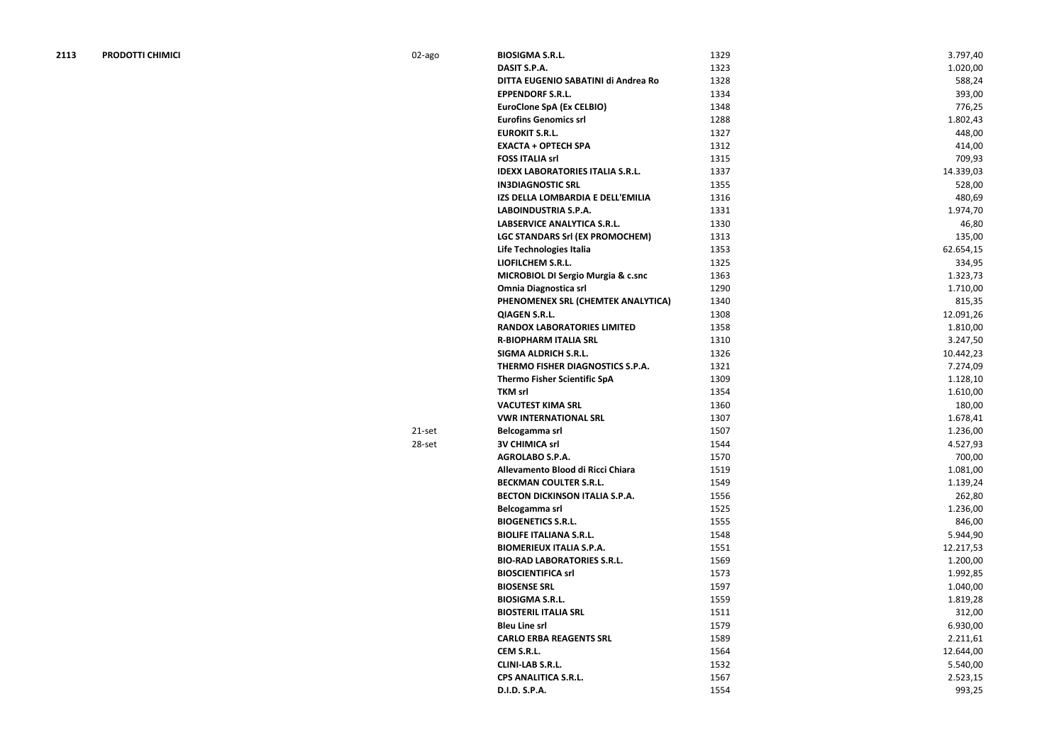| | | | | | |
|---|---|---|---|---|---|
| **2113** | **PRODOTTI CHIMICI** | 02-ago | **BIOSIGMA S.R.L.** | 1329 | 3.797,40 |
| | | | **DASIT S.P.A.** | 1323 | 1.020,00 |
| | | | **DITTA EUGENIO SABATINI di Andrea Ro** | 1328 | 588,24 |
| | | | **EPPENDORF S.R.L.** | 1334 | 393,00 |
| | | | **EuroClone SpA (Ex CELBIO)** | 1348 | 776,25 |
| | | | **Eurofins Genomics srl** | 1288 | 1.802,43 |
| | | | **EUROKIT S.R.L.** | 1327 | 448,00 |
| | | | **EXACTA + OPTECH SPA** | 1312 | 414,00 |
| | | | **FOSS ITALIA srl** | 1315 | 709,93 |
| | | | **IDEXX LABORATORIES ITALIA S.R.L.** | 1337 | 14.339,03 |
| | | | **IN3DIAGNOSTIC SRL** | 1355 | 528,00 |
| | | | **IZS DELLA LOMBARDIA E DELL'EMILIA** | 1316 | 480,69 |
| | | | **LABOINDUSTRIA S.P.A.** | 1331 | 1.974,70 |
| | | | **LABSERVICE ANALYTICA S.R.L.** | 1330 | 46,80 |
| | | | **LGC STANDARS Srl (EX PROMOCHEM)** | 1313 | 135,00 |
| | | | **Life Technologies Italia** | 1353 | 62.654,15 |
| | | | **LIOFILCHEM S.R.L.** | 1325 | 334,95 |
| | | | **MICROBIOL DI Sergio Murgia & c.snc** | 1363 | 1.323,73 |
| | | | **Omnia Diagnostica srl** | 1290 | 1.710,00 |
| | | | **PHENOMENEX SRL (CHEMTEK ANALYTICA)** | 1340 | 815,35 |
| | | | **QIAGEN S.R.L.** | 1308 | 12.091,26 |
| | | | **RANDOX LABORATORIES LIMITED** | 1358 | 1.810,00 |
| | | | **R-BIOPHARM ITALIA SRL** | 1310 | 3.247,50 |
| | | | **SIGMA ALDRICH S.R.L.** | 1326 | 10.442,23 |
| | | | **THERMO FISHER DIAGNOSTICS S.P.A.** | 1321 | 7.274,09 |
| | | | **Thermo Fisher Scientific SpA** | 1309 | 1.128,10 |
| | | | **TKM srl** | 1354 | 1.610,00 |
| | | | **VACUTEST KIMA SRL** | 1360 | 180,00 |
| | | | **VWR INTERNATIONAL SRL** | 1307 | 1.678,41 |
| | | 21-set | **Belcogamma srl** | 1507 | 1.236,00 |
| | | 28-set | **3V CHIMICA srl** | 1544 | 4.527,93 |
| | | | **AGROLABO S.P.A.** | 1570 | 700,00 |
| | | | **Allevamento Blood di Ricci Chiara** | 1519 | 1.081,00 |
| | | | **BECKMAN COULTER S.R.L.** | 1549 | 1.139,24 |
| | | | **BECTON DICKINSON ITALIA S.P.A.** | 1556 | 262,80 |
| | | | **Belcogamma srl** | 1525 | 1.236,00 |
| | | | **BIOGENETICS S.R.L.** | 1555 | 846,00 |
| | | | **BIOLIFE ITALIANA S.R.L.** | 1548 | 5.944,90 |
| | | | **BIOMERIEUX ITALIA S.P.A.** | 1551 | 12.217,53 |
| | | | **BIO-RAD LABORATORIES S.R.L.** | 1569 | 1.200,00 |
| | | | **BIOSCIENTIFICA srl** | 1573 | 1.992,85 |
| | | | **BIOSENSE SRL** | 1597 | 1.040,00 |
| | | | **BIOSIGMA S.R.L.** | 1559 | 1.819,28 |
| | | | **BIOSTERIL ITALIA SRL** | 1511 | 312,00 |
| | | | **Bleu Line srl** | 1579 | 6.930,00 |
| | | | **CARLO ERBA REAGENTS SRL** | 1589 | 2.211,61 |
| | | | **CEM S.R.L.** | 1564 | 12.644,00 |
| | | | **CLINI-LAB S.R.L.** | 1532 | 5.540,00 |
| | | | **CPS ANALITICA S.R.L.** | 1567 | 2.523,15 |
| | | | **D.I.D. S.P.A.** | 1554 | 993,25 |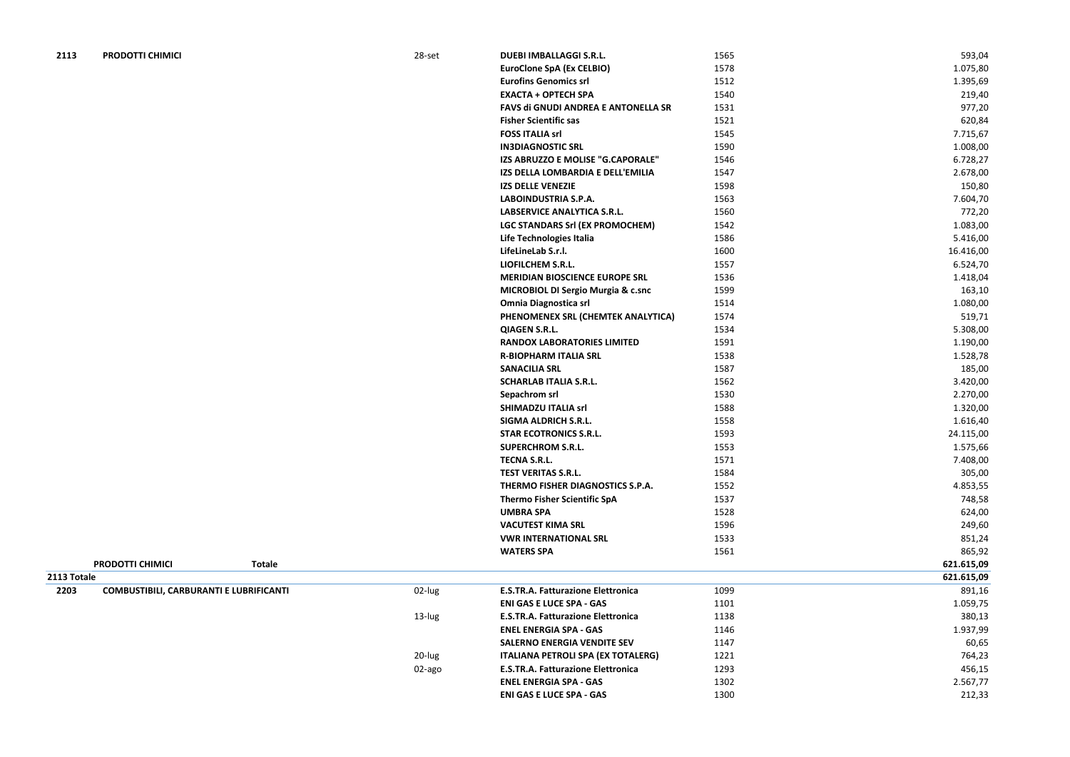| | | | | | |
|---|---|---|---|---|---|
| **2113** | **PRODOTTI CHIMICI** | 28-set | **DUEBI IMBALLAGGI S.R.L.** | 1565 | 593,04 |
| | | | **EuroClone SpA (Ex CELBIO)** | 1578 | 1.075,80 |
| | | | **Eurofins Genomics srl** | 1512 | 1.395,69 |
| | | | **EXACTA + OPTECH SPA** | 1540 | 219,40 |
| | | | **FAVS di GNUDI ANDREA E ANTONELLA SR** | 1531 | 977,20 |
| | | | **Fisher Scientific sas** | 1521 | 620,84 |
| | | | **FOSS ITALIA srl** | 1545 | 7.715,67 |
| | | | **IN3DIAGNOSTIC SRL** | 1590 | 1.008,00 |
| | | | **IZS ABRUZZO E MOLISE "G.CAPORALE"** | 1546 | 6.728,27 |
| | | | **IZS DELLA LOMBARDIA E DELL'EMILIA** | 1547 | 2.678,00 |
| | | | **IZS DELLE VENEZIE** | 1598 | 150,80 |
| | | | **LABOINDUSTRIA S.P.A.** | 1563 | 7.604,70 |
| | | | **LABSERVICE ANALYTICA S.R.L.** | 1560 | 772,20 |
| | | | **LGC STANDARS Srl (EX PROMOCHEM)** | 1542 | 1.083,00 |
| | | | **Life Technologies Italia** | 1586 | 5.416,00 |
| | | | **LifeLineLab S.r.l.** | 1600 | 16.416,00 |
| | | | **LIOFILCHEM S.R.L.** | 1557 | 6.524,70 |
| | | | **MERIDIAN BIOSCIENCE EUROPE SRL** | 1536 | 1.418,04 |
| | | | **MICROBIOL DI Sergio Murgia & c.snc** | 1599 | 163,10 |
| | | | **Omnia Diagnostica srl** | 1514 | 1.080,00 |
| | | | **PHENOMENEX SRL (CHEMTEK ANALYTICA)** | 1574 | 519,71 |
| | | | **QIAGEN S.R.L.** | 1534 | 5.308,00 |
| | | | **RANDOX LABORATORIES LIMITED** | 1591 | 1.190,00 |
| | | | **R-BIOPHARM ITALIA SRL** | 1538 | 1.528,78 |
| | | | **SANACILIA SRL** | 1587 | 185,00 |
| | | | **SCHARLAB ITALIA S.R.L.** | 1562 | 3.420,00 |
| | | | **Sepachrom srl** | 1530 | 2.270,00 |
| | | | **SHIMADZU ITALIA srl** | 1588 | 1.320,00 |
| | | | **SIGMA ALDRICH S.R.L.** | 1558 | 1.616,40 |
| | | | **STAR ECOTRONICS S.R.L.** | 1593 | 24.115,00 |
| | | | **SUPERCHROM S.R.L.** | 1553 | 1.575,66 |
| | | | **TECNA S.R.L.** | 1571 | 7.408,00 |
| | | | **TEST VERITAS S.R.L.** | 1584 | 305,00 |
| | | | **THERMO FISHER DIAGNOSTICS S.P.A.** | 1552 | 4.853,55 |
| | | | **Thermo Fisher Scientific SpA** | 1537 | 748,58 |
| | | | **UMBRA SPA** | 1528 | 624,00 |
| | | | **VACUTEST KIMA SRL** | 1596 | 249,60 |
| | | | **VWR INTERNATIONAL SRL** | 1533 | 851,24 |
| | | | **WATERS SPA** | 1561 | 865,92 |
| | **PRODOTTI CHIMICI Totale** | | | | **621.615,09** |
| **2113 Totale** | | | | | **621.615,09** |
| **2203** | **COMBUSTIBILI, CARBURANTI E LUBRIFICANTI** | 02-lug | **E.S.TR.A. Fatturazione Elettronica** | 1099 | 891,16 |
| | | | **ENI GAS E LUCE SPA - GAS** | 1101 | 1.059,75 |
| | | 13-lug | **E.S.TR.A. Fatturazione Elettronica** | 1138 | 380,13 |
| | | | **ENEL ENERGIA SPA - GAS** | 1146 | 1.937,99 |
| | | | **SALERNO ENERGIA VENDITE SEV** | 1147 | 60,65 |
| | | 20-lug | **ITALIANA PETROLI SPA (EX TOTALERG)** | 1221 | 764,23 |
| | | 02-ago | **E.S.TR.A. Fatturazione Elettronica** | 1293 | 456,15 |
| | | | **ENEL ENERGIA SPA - GAS** | 1302 | 2.567,77 |
| | | | **ENI GAS E LUCE SPA - GAS** | 1300 | 212,33 |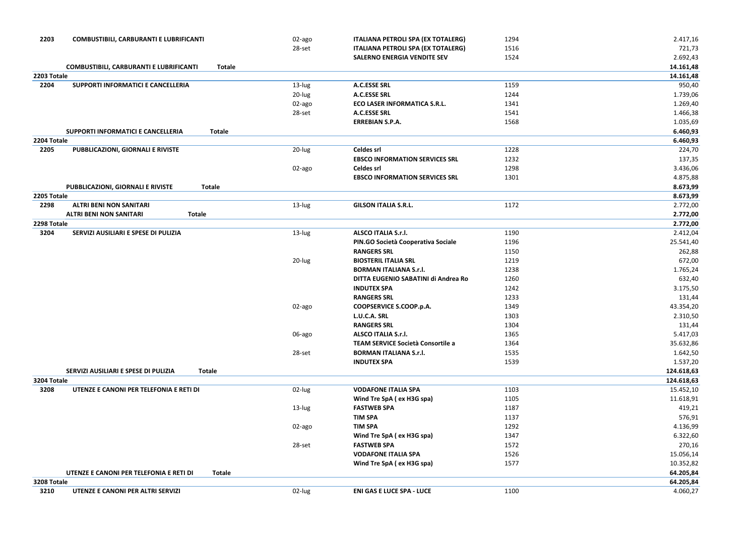| | | | | | |
|---|---|---|---|---|---|
| **2203** | **COMBUSTIBILI, CARBURANTI E LUBRIFICANTI** | 02-ago | **ITALIANA PETROLI SPA (EX TOTALERG)** | 1294 | 2.417,16 |
| | | 28-set | **ITALIANA PETROLI SPA (EX TOTALERG)** | 1516 | 721,73 |
| | | | **SALERNO ENERGIA VENDITE SEV** | 1524 | 2.692,43 |
| | **COMBUSTIBILI, CARBURANTI E LUBRIFICANTI Totale** | | | | **14.161,48** |
| **2203 Totale** | | | | | **14.161,48** |
| **2204** | **SUPPORTI INFORMATICI E CANCELLERIA** | 13-lug | **A.C.ESSE SRL** | 1159 | 950,40 |
| | | 20-lug | **A.C.ESSE SRL** | 1244 | 1.739,06 |
| | | 02-ago | **ECO LASER INFORMATICA S.R.L.** | 1341 | 1.269,40 |
| | | 28-set | **A.C.ESSE SRL** | 1541 | 1.466,38 |
| | | | **ERREBIAN S.P.A.** | 1568 | 1.035,69 |
| | **SUPPORTI INFORMATICI E CANCELLERIA Totale** | | | | **6.460,93** |
| **2204 Totale** | | | | | **6.460,93** |
| **2205** | **PUBBLICAZIONI, GIORNALI E RIVISTE** | 20-lug | **Celdes srl** | 1228 | 224,70 |
| | | | **EBSCO INFORMATION SERVICES SRL** | 1232 | 137,35 |
| | | 02-ago | **Celdes srl** | 1298 | 3.436,06 |
| | | | **EBSCO INFORMATION SERVICES SRL** | 1301 | 4.875,88 |
| | **PUBBLICAZIONI, GIORNALI E RIVISTE Totale** | | | | **8.673,99** |
| **2205 Totale** | | | | | **8.673,99** |
| **2298** | **ALTRI BENI NON SANITARI** | 13-lug | **GILSON ITALIA S.R.L.** | 1172 | 2.772,00 |
| | **ALTRI BENI NON SANITARI Totale** | | | | **2.772,00** |
| **2298 Totale** | | | | | **2.772,00** |
| **3204** | **SERVIZI AUSILIARI E SPESE DI PULIZIA** | 13-lug | **ALSCO ITALIA S.r.l.** | 1190 | 2.412,04 |
| | | | **PIN.GO Società Cooperativa Sociale** | 1196 | 25.541,40 |
| | | | **RANGERS SRL** | 1150 | 262,88 |
| | | 20-lug | **BIOSTERIL ITALIA SRL** | 1219 | 672,00 |
| | | | **BORMAN ITALIANA S.r.l.** | 1238 | 1.765,24 |
| | | | **DITTA EUGENIO SABATINI di Andrea Ro** | 1260 | 632,40 |
| | | | **INDUTEX SPA** | 1242 | 3.175,50 |
| | | | **RANGERS SRL** | 1233 | 131,44 |
| | | 02-ago | **COOPSERVICE S.COOP.p.A.** | 1349 | 43.354,20 |
| | | | **L.U.C.A. SRL** | 1303 | 2.310,50 |
| | | | **RANGERS SRL** | 1304 | 131,44 |
| | | 06-ago | **ALSCO ITALIA S.r.l.** | 1365 | 5.417,03 |
| | | | **TEAM SERVICE Società Consortile a** | 1364 | 35.632,86 |
| | | 28-set | **BORMAN ITALIANA S.r.l.** | 1535 | 1.642,50 |
| | | | **INDUTEX SPA** | 1539 | 1.537,20 |
| | **SERVIZI AUSILIARI E SPESE DI PULIZIA Totale** | | | | **124.618,63** |
| **3204 Totale** | | | | | **124.618,63** |
| **3208** | **UTENZE E CANONI PER TELEFONIA E RETI DI** | 02-lug | **VODAFONE ITALIA SPA** | 1103 | 15.452,10 |
| | | | **Wind Tre SpA ( ex H3G spa)** | 1105 | 11.618,91 |
| | | 13-lug | **FASTWEB SPA** | 1187 | 419,21 |
| | | | **TIM SPA** | 1137 | 576,91 |
| | | 02-ago | **TIM SPA** | 1292 | 4.136,99 |
| | | | **Wind Tre SpA ( ex H3G spa)** | 1347 | 6.322,60 |
| | | 28-set | **FASTWEB SPA** | 1572 | 270,16 |
| | | | **VODAFONE ITALIA SPA** | 1526 | 15.056,14 |
| | | | **Wind Tre SpA ( ex H3G spa)** | 1577 | 10.352,82 |
| | **UTENZE E CANONI PER TELEFONIA E RETI DI Totale** | | | | **64.205,84** |
| **3208 Totale** | | | | | **64.205,84** |
| **3210** | **UTENZE E CANONI PER ALTRI SERVIZI** | 02-lug | **ENI GAS E LUCE SPA - LUCE** | 1100 | 4.060,27 |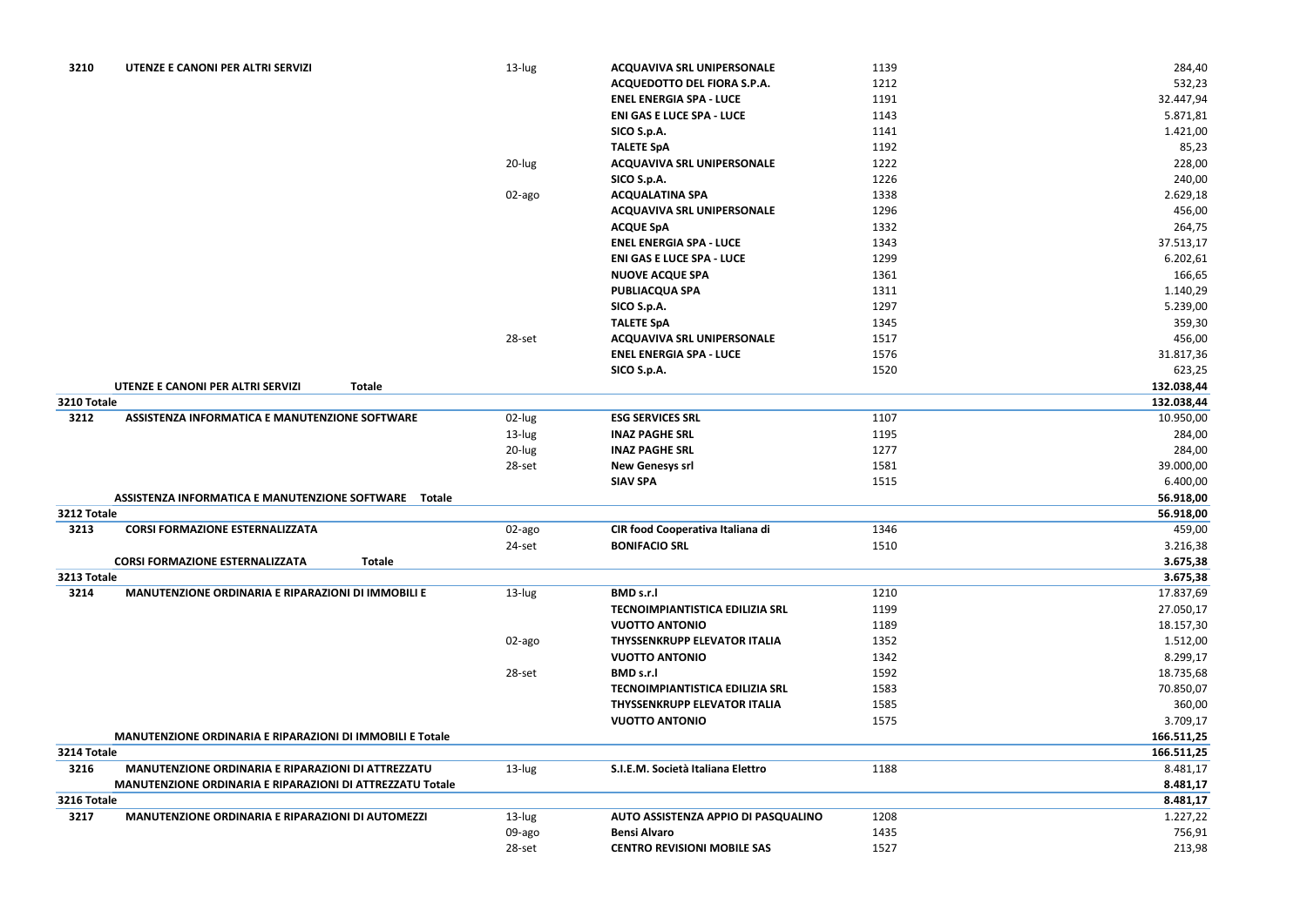| | | | | | |
|---|---|---|---|---|---|
| **3210** | **UTENZE E CANONI PER ALTRI SERVIZI** | 13-lug | **ACQUAVIVA SRL UNIPERSONALE** | 1139 | 284,40 |
| | | | **ACQUEDOTTO DEL FIORA S.P.A.** | 1212 | 532,23 |
| | | | **ENEL ENERGIA SPA - LUCE** | 1191 | 32.447,94 |
| | | | **ENI GAS E LUCE SPA - LUCE** | 1143 | 5.871,81 |
| | | | **SICO S.p.A.** | 1141 | 1.421,00 |
| | | | **TALETE SpA** | 1192 | 85,23 |
| | | 20-lug | **ACQUAVIVA SRL UNIPERSONALE** | 1222 | 228,00 |
| | | | **SICO S.p.A.** | 1226 | 240,00 |
| | | 02-ago | **ACQUALATINA SPA** | 1338 | 2.629,18 |
| | | | **ACQUAVIVA SRL UNIPERSONALE** | 1296 | 456,00 |
| | | | **ACQUE SpA** | 1332 | 264,75 |
| | | | **ENEL ENERGIA SPA - LUCE** | 1343 | 37.513,17 |
| | | | **ENI GAS E LUCE SPA - LUCE** | 1299 | 6.202,61 |
| | | | **NUOVE ACQUE SPA** | 1361 | 166,65 |
| | | | **PUBLIACQUA SPA** | 1311 | 1.140,29 |
| | | | **SICO S.p.A.** | 1297 | 5.239,00 |
| | | | **TALETE SpA** | 1345 | 359,30 |
| | | 28-set | **ACQUAVIVA SRL UNIPERSONALE** | 1517 | 456,00 |
| | | | **ENEL ENERGIA SPA - LUCE** | 1576 | 31.817,36 |
| | | | **SICO S.p.A.** | 1520 | 623,25 |
| | **UTENZE E CANONI PER ALTRI SERVIZI Totale** | | | | **132.038,44** |
| **3210 Totale** | | | | | **132.038,44** |
| **3212** | **ASSISTENZA INFORMATICA E MANUTENZIONE SOFTWARE** | 02-lug | **ESG SERVICES SRL** | 1107 | 10.950,00 |
| | | 13-lug | **INAZ PAGHE SRL** | 1195 | 284,00 |
| | | 20-lug | **INAZ PAGHE SRL** | 1277 | 284,00 |
| | | 28-set | **New Genesys srl** | 1581 | 39.000,00 |
| | | | **SIAV SPA** | 1515 | 6.400,00 |
| | **ASSISTENZA INFORMATICA E MANUTENZIONE SOFTWARE Totale** | | | | **56.918,00** |
| **3212 Totale** | | | | | **56.918,00** |
| **3213** | **CORSI FORMAZIONE ESTERNALIZZATA** | 02-ago | **CIR food Cooperativa Italiana di** | 1346 | 459,00 |
| | | 24-set | **BONIFACIO SRL** | 1510 | 3.216,38 |
| | **CORSI FORMAZIONE ESTERNALIZZATA Totale** | | | | **3.675,38** |
| **3213 Totale** | | | | | **3.675,38** |
| **3214** | **MANUTENZIONE ORDINARIA E RIPARAZIONI DI IMMOBILI E** | 13-lug | **BMD s.r.l** | 1210 | 17.837,69 |
| | | | **TECNOIMPIANTISTICA EDILIZIA SRL** | 1199 | 27.050,17 |
| | | | **VUOTTO ANTONIO** | 1189 | 18.157,30 |
| | | 02-ago | **THYSSENKRUPP ELEVATOR ITALIA** | 1352 | 1.512,00 |
| | | | **VUOTTO ANTONIO** | 1342 | 8.299,17 |
| | | 28-set | **BMD s.r.l** | 1592 | 18.735,68 |
| | | | **TECNOIMPIANTISTICA EDILIZIA SRL** | 1583 | 70.850,07 |
| | | | **THYSSENKRUPP ELEVATOR ITALIA** | 1585 | 360,00 |
| | | | **VUOTTO ANTONIO** | 1575 | 3.709,17 |
| | **MANUTENZIONE ORDINARIA E RIPARAZIONI DI IMMOBILI E Totale** | | | | **166.511,25** |
| **3214 Totale** | | | | | **166.511,25** |
| **3216** | **MANUTENZIONE ORDINARIA E RIPARAZIONI DI ATTREZZATU** | 13-lug | **S.I.E.M. Società Italiana Elettro** | 1188 | 8.481,17 |
| | **MANUTENZIONE ORDINARIA E RIPARAZIONI DI ATTREZZATU Totale** | | | | **8.481,17** |
| **3216 Totale** | | | | | **8.481,17** |
| **3217** | **MANUTENZIONE ORDINARIA E RIPARAZIONI DI AUTOMEZZI** | 13-lug | **AUTO ASSISTENZA APPIO DI PASQUALINO** | 1208 | 1.227,22 |
| | | 09-ago | **Bensi Alvaro** | 1435 | 756,91 |
| | | 28-set | **CENTRO REVISIONI MOBILE SAS** | 1527 | 213,98 |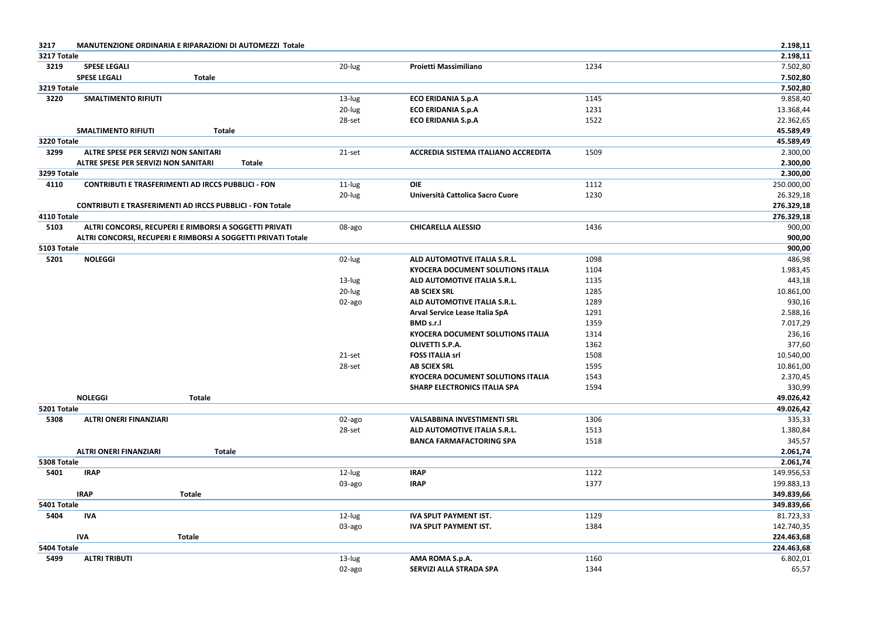| | | | | | |
|---|---|---|---|---|---|
| **3217** | **MANUTENZIONE ORDINARIA E RIPARAZIONI DI AUTOMEZZI Totale** | | | | **2.198,11** |
| **3217 Totale** | | | | | **2.198,11** |
| **3219** | **SPESE LEGALI** | 20-lug | **Proietti Massimiliano** | 1234 | 7.502,80 |
| | **SPESE LEGALI Totale** | | | | **7.502,80** |
| **3219 Totale** | | | | | **7.502,80** |
| **3220** | **SMALTIMENTO RIFIUTI** | 13-lug | **ECO ERIDANIA S.p.A** | 1145 | 9.858,40 |
| | | 20-lug | **ECO ERIDANIA S.p.A** | 1231 | 13.368,44 |
| | | 28-set | **ECO ERIDANIA S.p.A** | 1522 | 22.362,65 |
| | **SMALTIMENTO RIFIUTI Totale** | | | | **45.589,49** |
| **3220 Totale** | | | | | **45.589,49** |
| **3299** | **ALTRE SPESE PER SERVIZI NON SANITARI** | 21-set | **ACCREDIA SISTEMA ITALIANO ACCREDITA** | 1509 | 2.300,00 |
| | **ALTRE SPESE PER SERVIZI NON SANITARI Totale** | | | | **2.300,00** |
| **3299 Totale** | | | | | **2.300,00** |
| **4110** | **CONTRIBUTI E TRASFERIMENTI AD IRCCS PUBBLICI - FON** | 11-lug | **OIE** | 1112 | 250.000,00 |
| | | 20-lug | **Università Cattolica Sacro Cuore** | 1230 | 26.329,18 |
| | **CONTRIBUTI E TRASFERIMENTI AD IRCCS PUBBLICI - FON Totale** | | | | **276.329,18** |
| **4110 Totale** | | | | | **276.329,18** |
| **5103** | **ALTRI CONCORSI, RECUPERI E RIMBORSI A SOGGETTI PRIVATI** | 08-ago | **CHICARELLA ALESSIO** | 1436 | 900,00 |
| | **ALTRI CONCORSI, RECUPERI E RIMBORSI A SOGGETTI PRIVATI Totale** | | | | **900,00** |
| **5103 Totale** | | | | | **900,00** |
| **5201** | **NOLEGGI** | 02-lug | **ALD AUTOMOTIVE ITALIA S.R.L.** | 1098 | 486,98 |
| | | | **KYOCERA DOCUMENT SOLUTIONS ITALIA** | 1104 | 1.983,45 |
| | | 13-lug | **ALD AUTOMOTIVE ITALIA S.R.L.** | 1135 | 443,18 |
| | | 20-lug | **AB SCIEX SRL** | 1285 | 10.861,00 |
| | | 02-ago | **ALD AUTOMOTIVE ITALIA S.R.L.** | 1289 | 930,16 |
| | | | **Arval Service Lease Italia SpA** | 1291 | 2.588,16 |
| | | | **BMD s.r.l** | 1359 | 7.017,29 |
| | | | **KYOCERA DOCUMENT SOLUTIONS ITALIA** | 1314 | 236,16 |
| | | | **OLIVETTI S.P.A.** | 1362 | 377,60 |
| | | 21-set | **FOSS ITALIA srl** | 1508 | 10.540,00 |
| | | 28-set | **AB SCIEX SRL** | 1595 | 10.861,00 |
| | | | **KYOCERA DOCUMENT SOLUTIONS ITALIA** | 1543 | 2.370,45 |
| | | | **SHARP ELECTRONICS ITALIA SPA** | 1594 | 330,99 |
| | **NOLEGGI Totale** | | | | **49.026,42** |
| **5201 Totale** | | | | | **49.026,42** |
| **5308** | **ALTRI ONERI FINANZIARI** | 02-ago | **VALSABBINA INVESTIMENTI SRL** | 1306 | 335,33 |
| | | 28-set | **ALD AUTOMOTIVE ITALIA S.R.L.** | 1513 | 1.380,84 |
| | | | **BANCA FARMAFACTORING SPA** | 1518 | 345,57 |
| | **ALTRI ONERI FINANZIARI Totale** | | | | **2.061,74** |
| **5308 Totale** | | | | | **2.061,74** |
| **5401** | **IRAP** | 12-lug | **IRAP** | 1122 | 149.956,53 |
| | | 03-ago | **IRAP** | 1377 | 199.883,13 |
| | **IRAP Totale** | | | | **349.839,66** |
| **5401 Totale** | | | | | **349.839,66** |
| **5404** | **IVA** | 12-lug | **IVA SPLIT PAYMENT IST.** | 1129 | 81.723,33 |
| | | 03-ago | **IVA SPLIT PAYMENT IST.** | 1384 | 142.740,35 |
| | **IVA Totale** | | | | **224.463,68** |
| **5404 Totale** | | | | | **224.463,68** |
| **5499** | **ALTRI TRIBUTI** | 13-lug | **AMA ROMA S.p.A.** | 1160 | 6.802,01 |
| | | 02-ago | **SERVIZI ALLA STRADA SPA** | 1344 | 65,57 |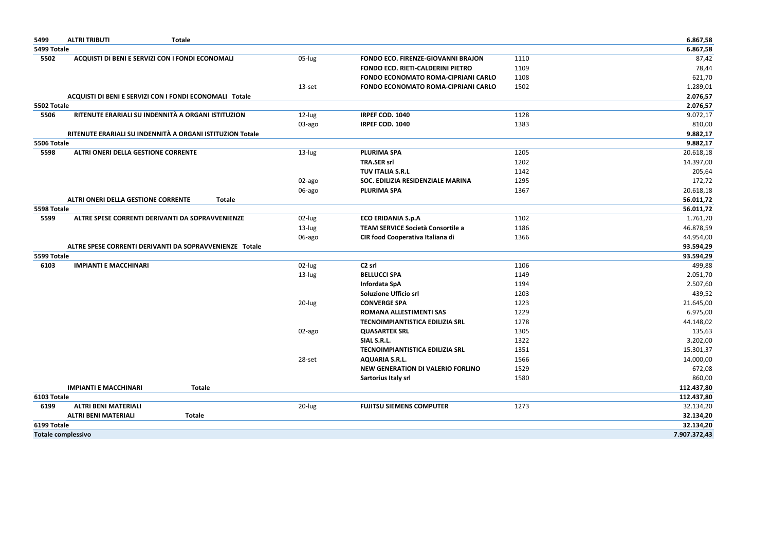| | | | | | |
|---|---|---|---|---|---|
| **5499** | **ALTRI TRIBUTI Totale** | | | | **6.867,58** |
| **5499 Totale** | | | | | **6.867,58** |
| **5502** | **ACQUISTI DI BENI E SERVIZI CON I FONDI ECONOMALI** | 05-lug | **FONDO ECO. FIRENZE-GIOVANNI BRAJON** | 1110 | 87,42 |
| | | | **FONDO ECO. RIETI-CALDERINI PIETRO** | 1109 | 78,44 |
| | | | **FONDO ECONOMATO ROMA-CIPRIANI CARLO** | 1108 | 621,70 |
| | | 13-set | **FONDO ECONOMATO ROMA-CIPRIANI CARLO** | 1502 | 1.289,01 |
| | **ACQUISTI DI BENI E SERVIZI CON I FONDI ECONOMALI Totale** | | | | **2.076,57** |
| **5502 Totale** | | | | | **2.076,57** |
| **5506** | **RITENUTE ERARIALI SU INDENNITÀ A ORGANI ISTITUZION** | 12-lug | **IRPEF COD. 1040** | 1128 | 9.072,17 |
| | | 03-ago | **IRPEF COD. 1040** | 1383 | 810,00 |
| | **RITENUTE ERARIALI SU INDENNITÀ A ORGANI ISTITUZION Totale** | | | | **9.882,17** |
| **5506 Totale** | | | | | **9.882,17** |
| **5598** | **ALTRI ONERI DELLA GESTIONE CORRENTE** | 13-lug | **PLURIMA SPA** | 1205 | 20.618,18 |
| | | | **TRA.SER srl** | 1202 | 14.397,00 |
| | | | **TUV ITALIA S.R.L** | 1142 | 205,64 |
| | | 02-ago | **SOC. EDILIZIA RESIDENZIALE MARINA** | 1295 | 172,72 |
| | | 06-ago | **PLURIMA SPA** | 1367 | 20.618,18 |
| | **ALTRI ONERI DELLA GESTIONE CORRENTE Totale** | | | | **56.011,72** |
| **5598 Totale** | | | | | **56.011,72** |
| **5599** | **ALTRE SPESE CORRENTI DERIVANTI DA SOPRAVVENIENZE** | 02-lug | **ECO ERIDANIA S.p.A** | 1102 | 1.761,70 |
| | | 13-lug | **TEAM SERVICE Società Consortile a** | 1186 | 46.878,59 |
| | | 06-ago | **CIR food Cooperativa Italiana di** | 1366 | 44.954,00 |
| | **ALTRE SPESE CORRENTI DERIVANTI DA SOPRAVVENIENZE Totale** | | | | **93.594,29** |
| **5599 Totale** | | | | | **93.594,29** |
| **6103** | **IMPIANTI E MACCHINARI** | 02-lug | **C2 srl** | 1106 | 499,88 |
| | | 13-lug | **BELLUCCI SPA** | 1149 | 2.051,70 |
| | | | **Infordata SpA** | 1194 | 2.507,60 |
| | | | **Soluzione Ufficio srl** | 1203 | 439,52 |
| | | 20-lug | **CONVERGE SPA** | 1223 | 21.645,00 |
| | | | **ROMANA ALLESTIMENTI SAS** | 1229 | 6.975,00 |
| | | | **TECNOIMPIANTISTICA EDILIZIA SRL** | 1278 | 44.148,02 |
| | | 02-ago | **QUASARTEK SRL** | 1305 | 135,63 |
| | | | **SIAL S.R.L.** | 1322 | 3.202,00 |
| | | | **TECNOIMPIANTISTICA EDILIZIA SRL** | 1351 | 15.301,37 |
| | | 28-set | **AQUARIA S.R.L.** | 1566 | 14.000,00 |
| | | | **NEW GENERATION DI VALERIO FORLINO** | 1529 | 672,08 |
| | | | **Sartorius Italy srl** | 1580 | 860,00 |
| | **IMPIANTI E MACCHINARI Totale** | | | | **112.437,80** |
| **6103 Totale** | | | | | **112.437,80** |
| **6199** | **ALTRI BENI MATERIALI** | 20-lug | **FUJITSU SIEMENS COMPUTER** | 1273 | 32.134,20 |
| | **ALTRI BENI MATERIALI Totale** | | | | **32.134,20** |
| **6199 Totale** | | | | | **32.134,20** |
| **Totale complessivo** | | | | | **7.907.372,43** |